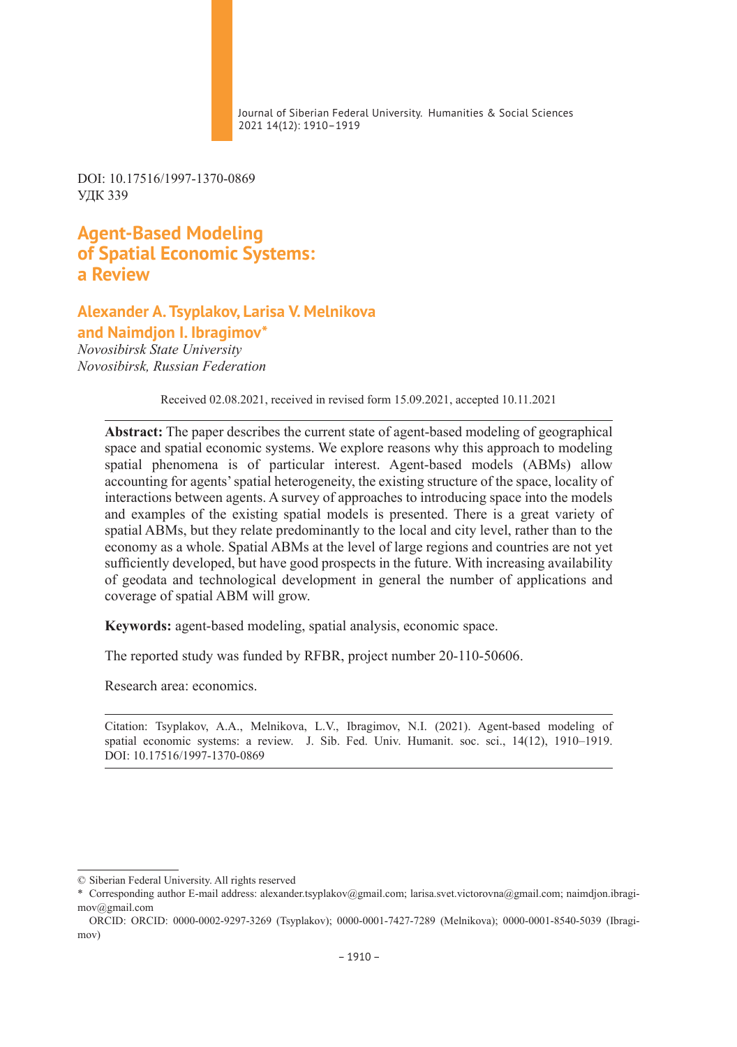DOI: 10.17516/1997-1370-0869
УДК 339

# Agent-Based Modeling of Spatial Economic Systems: a Review

## Alexander A. Tsyplakov, Larisa V. Melnikova and Naimdjon I. Ibragimov*

*Novosibirsk State University*
*Novosibirsk, Russian Federation*

Received 02.08.2021, received in revised form 15.09.2021, accepted 10.11.2021

**Abstract:** The paper describes the current state of agent-based modeling of geographical space and spatial economic systems. We explore reasons why this approach to modeling spatial phenomena is of particular interest. Agent-based models (ABMs) allow accounting for agents' spatial heterogeneity, the existing structure of the space, locality of interactions between agents. A survey of approaches to introducing space into the models and examples of the existing spatial models is presented. There is a great variety of spatial ABMs, but they relate predominantly to the local and city level, rather than to the economy as a whole. Spatial ABMs at the level of large regions and countries are not yet sufficiently developed, but have good prospects in the future. With increasing availability of geodata and technological development in general the number of applications and coverage of spatial ABM will grow.

**Keywords:** agent-based modeling, spatial analysis, economic space.

The reported study was funded by RFBR, project number 20-110-50606.

Research area: economics.

Citation: Tsyplakov, A.A., Melnikova, L.V., Ibragimov, N.I. (2021). Agent-based modeling of spatial economic systems: a review. J. Sib. Fed. Univ. Humanit. soc. sci., 14(12), 1910–1919. DOI: 10.17516/1997-1370-0869

---

© Siberian Federal University. All rights reserved

\* Corresponding author E-mail address: alexander.tsyplakov@gmail.com; larisa.svet.victorovna@gmail.com; naimdjon.ibragimov@gmail.com

ORCID: ORCID: 0000-0002-9297-3269 (Tsyplakov); 0000-0001-7427-7289 (Melnikova); 0000-0001-8540-5039 (Ibragimov)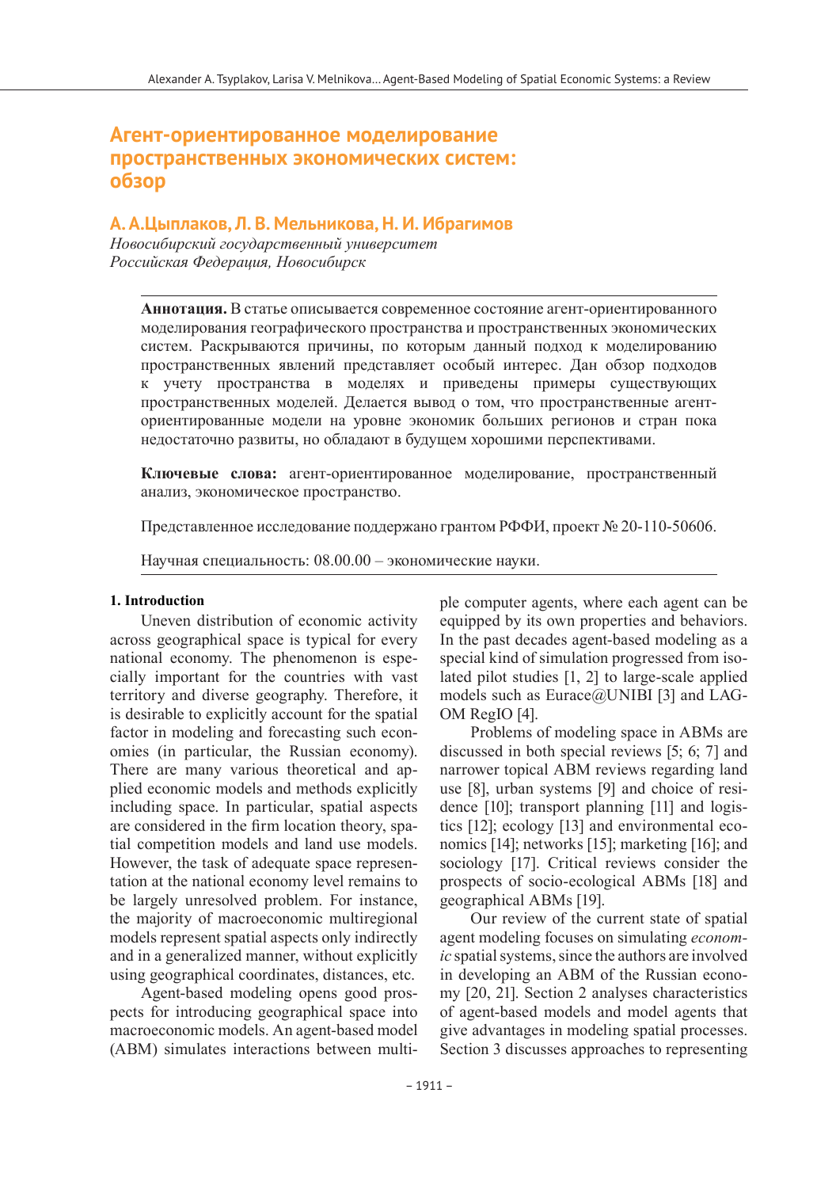# Агент-ориентированное моделирование пространственных экономических систем: обзор

## А. А.Цыплаков, Л. В. Мельникова, Н. И. Ибрагимов

*Новосибирский государственный университет*
*Российская Федерация, Новосибирск*

---

**Аннотация.** В статье описывается современное состояние агент-ориентированного моделирования географического пространства и пространственных экономических систем. Раскрываются причины, по которым данный подход к моделированию пространственных явлений представляет особый интерес. Дан обзор подходов к учету пространства в моделях и приведены примеры существующих пространственных моделей. Делается вывод о том, что пространственные агент-ориентированные модели на уровне экономик больших регионов и стран пока недостаточно развиты, но обладают в будущем хорошими перспективами.

**Ключевые слова:** агент-ориентированное моделирование, пространственный анализ, экономическое пространство.

Представленное исследование поддержано грантом РФФИ, проект № 20-110-50606.

Научная специальность: 08.00.00 – экономические науки.

---

### 1. Introduction

Uneven distribution of economic activity across geographical space is typical for every national economy. The phenomenon is especially important for the countries with vast territory and diverse geography. Therefore, it is desirable to explicitly account for the spatial factor in modeling and forecasting such economies (in particular, the Russian economy). There are many various theoretical and applied economic models and methods explicitly including space. In particular, spatial aspects are considered in the firm location theory, spatial competition models and land use models. However, the task of adequate space representation at the national economy level remains to be largely unresolved problem. For instance, the majority of macroeconomic multiregional models represent spatial aspects only indirectly and in a generalized manner, without explicitly using geographical coordinates, distances, etc.

Agent-based modeling opens good prospects for introducing geographical space into macroeconomic models. An agent-based model (ABM) simulates interactions between multiple computer agents, where each agent can be equipped by its own properties and behaviors. In the past decades agent-based modeling as a special kind of simulation progressed from isolated pilot studies [1, 2] to large-scale applied models such as Eurace@UNIBI [3] and LAGOM RegIO [4].

Problems of modeling space in ABMs are discussed in both special reviews [5; 6; 7] and narrower topical ABM reviews regarding land use [8], urban systems [9] and choice of residence [10]; transport planning [11] and logistics [12]; ecology [13] and environmental economics [14]; networks [15]; marketing [16]; and sociology [17]. Critical reviews consider the prospects of socio-ecological ABMs [18] and geographical ABMs [19].

Our review of the current state of spatial agent modeling focuses on simulating *economic* spatial systems, since the authors are involved in developing an ABM of the Russian economy [20, 21]. Section 2 analyses characteristics of agent-based models and model agents that give advantages in modeling spatial processes. Section 3 discusses approaches to representing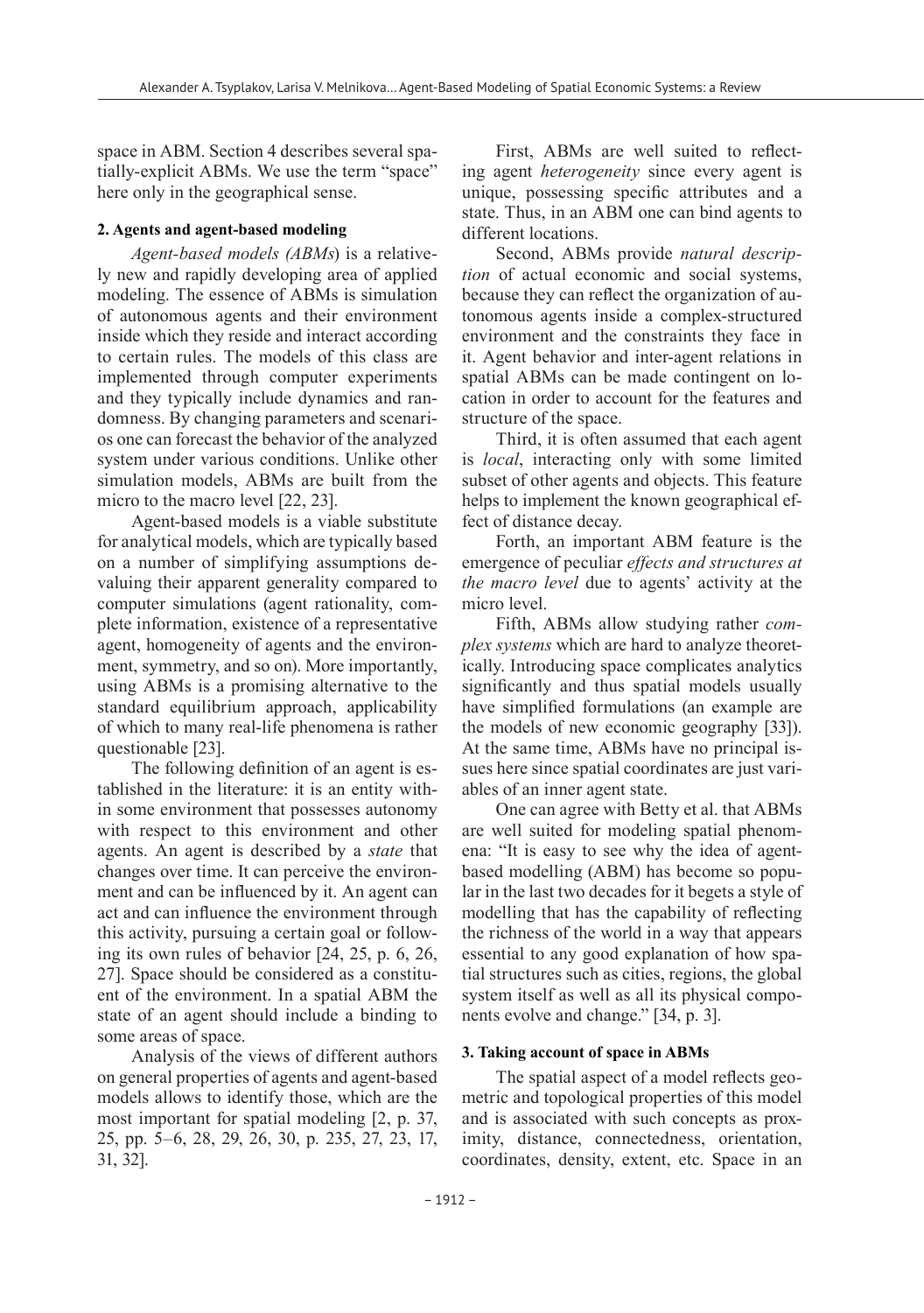space in ABM. Section 4 describes several spatially-explicit ABMs. We use the term "space" here only in the geographical sense.

## 2. Agents and agent-based modeling

*Agent-based models (ABMs*) is a relatively new and rapidly developing area of applied modeling. The essence of ABMs is simulation of autonomous agents and their environment inside which they reside and interact according to certain rules. The models of this class are implemented through computer experiments and they typically include dynamics and randomness. By changing parameters and scenarios one can forecast the behavior of the analyzed system under various conditions. Unlike other simulation models, ABMs are built from the micro to the macro level [22, 23].

Agent-based models is a viable substitute for analytical models, which are typically based on a number of simplifying assumptions devaluing their apparent generality compared to computer simulations (agent rationality, complete information, existence of a representative agent, homogeneity of agents and the environment, symmetry, and so on). More importantly, using ABMs is a promising alternative to the standard equilibrium approach, applicability of which to many real-life phenomena is rather questionable [23].

The following definition of an agent is established in the literature: it is an entity within some environment that possesses autonomy with respect to this environment and other agents. An agent is described by a *state* that changes over time. It can perceive the environment and can be influenced by it. An agent can act and can influence the environment through this activity, pursuing a certain goal or following its own rules of behavior [24, 25, p. 6, 26, 27]. Space should be considered as a constituent of the environment. In a spatial ABM the state of an agent should include a binding to some areas of space.

Analysis of the views of different authors on general properties of agents and agent-based models allows to identify those, which are the most important for spatial modeling [2, p. 37, 25, pp. 5–6, 28, 29, 26, 30, p. 235, 27, 23, 17, 31, 32].

First, ABMs are well suited to reflecting agent *heterogeneity* since every agent is unique, possessing specific attributes and a state. Thus, in an ABM one can bind agents to different locations.

Second, ABMs provide *natural description* of actual economic and social systems, because they can reflect the organization of autonomous agents inside a complex-structured environment and the constraints they face in it. Agent behavior and inter-agent relations in spatial ABMs can be made contingent on location in order to account for the features and structure of the space.

Third, it is often assumed that each agent is *local*, interacting only with some limited subset of other agents and objects. This feature helps to implement the known geographical effect of distance decay.

Forth, an important ABM feature is the emergence of peculiar *effects and structures at the macro level* due to agents' activity at the micro level.

Fifth, ABMs allow studying rather *complex systems* which are hard to analyze theoretically. Introducing space complicates analytics significantly and thus spatial models usually have simplified formulations (an example are the models of new economic geography [33]). At the same time, ABMs have no principal issues here since spatial coordinates are just variables of an inner agent state.

One can agree with Betty et al. that ABMs are well suited for modeling spatial phenomena: "It is easy to see why the idea of agent-based modelling (ABM) has become so popular in the last two decades for it begets a style of modelling that has the capability of reflecting the richness of the world in a way that appears essential to any good explanation of how spatial structures such as cities, regions, the global system itself as well as all its physical components evolve and change." [34, p. 3].

## 3. Taking account of space in ABMs

The spatial aspect of a model reflects geometric and topological properties of this model and is associated with such concepts as proximity, distance, connectedness, orientation, coordinates, density, extent, etc. Space in an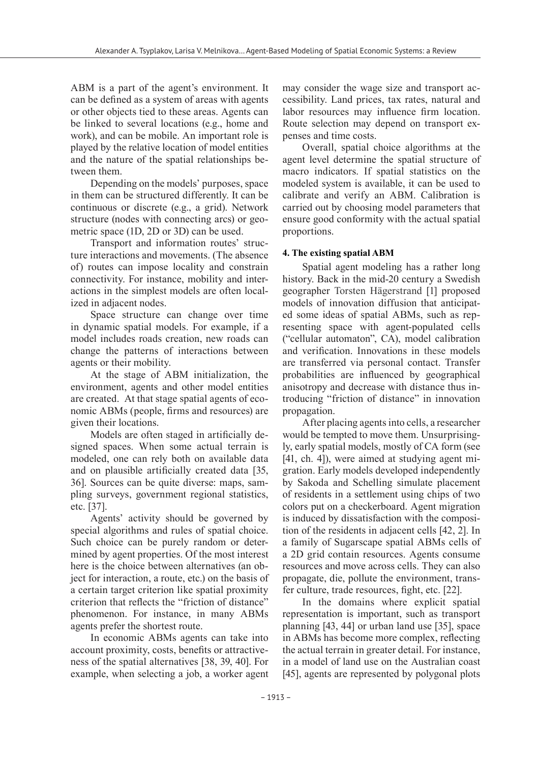ABM is a part of the agent's environment. It can be defined as a system of areas with agents or other objects tied to these areas. Agents can be linked to several locations (e.g., home and work), and can be mobile. An important role is played by the relative location of model entities and the nature of the spatial relationships between them.

Depending on the models' purposes, space in them can be structured differently. It can be continuous or discrete (e.g., a grid). Network structure (nodes with connecting arcs) or geometric space (1D, 2D or 3D) can be used.

Transport and information routes' structure interactions and movements. (The absence of) routes can impose locality and constrain connectivity. For instance, mobility and interactions in the simplest models are often localized in adjacent nodes.

Space structure can change over time in dynamic spatial models. For example, if a model includes roads creation, new roads can change the patterns of interactions between agents or their mobility.

At the stage of ABM initialization, the environment, agents and other model entities are created. At that stage spatial agents of economic ABMs (people, firms and resources) are given their locations.

Models are often staged in artificially designed spaces. When some actual terrain is modeled, one can rely both on available data and on plausible artificially created data [35, 36]. Sources can be quite diverse: maps, sampling surveys, government regional statistics, etc. [37].

Agents' activity should be governed by special algorithms and rules of spatial choice. Such choice can be purely random or determined by agent properties. Of the most interest here is the choice between alternatives (an object for interaction, a route, etc.) on the basis of a certain target criterion like spatial proximity criterion that reflects the "friction of distance" phenomenon. For instance, in many ABMs agents prefer the shortest route.

In economic ABMs agents can take into account proximity, costs, benefits or attractiveness of the spatial alternatives [38, 39, 40]. For example, when selecting a job, a worker agent may consider the wage size and transport accessibility. Land prices, tax rates, natural and labor resources may influence firm location. Route selection may depend on transport expenses and time costs.

Overall, spatial choice algorithms at the agent level determine the spatial structure of macro indicators. If spatial statistics on the modeled system is available, it can be used to calibrate and verify an ABM. Calibration is carried out by choosing model parameters that ensure good conformity with the actual spatial proportions.

#### 4. The existing spatial ABM

Spatial agent modeling has a rather long history. Back in the mid-20 century a Swedish geographer Torsten Hägerstrand [1] proposed models of innovation diffusion that anticipated some ideas of spatial ABMs, such as representing space with agent-populated cells ("cellular automaton", CA), model calibration and verification. Innovations in these models are transferred via personal contact. Transfer probabilities are influenced by geographical anisotropy and decrease with distance thus introducing "friction of distance" in innovation propagation.

After placing agents into cells, a researcher would be tempted to move them. Unsurprisingly, early spatial models, mostly of CA form (see [41, ch. 4]), were aimed at studying agent migration. Early models developed independently by Sakoda and Schelling simulate placement of residents in a settlement using chips of two colors put on a checkerboard. Agent migration is induced by dissatisfaction with the composition of the residents in adjacent cells [42, 2]. In a family of Sugarscape spatial ABMs cells of a 2D grid contain resources. Agents consume resources and move across cells. They can also propagate, die, pollute the environment, transfer culture, trade resources, fight, etc. [22].

In the domains where explicit spatial representation is important, such as transport planning [43, 44] or urban land use [35], space in ABMs has become more complex, reflecting the actual terrain in greater detail. For instance, in a model of land use on the Australian coast [45], agents are represented by polygonal plots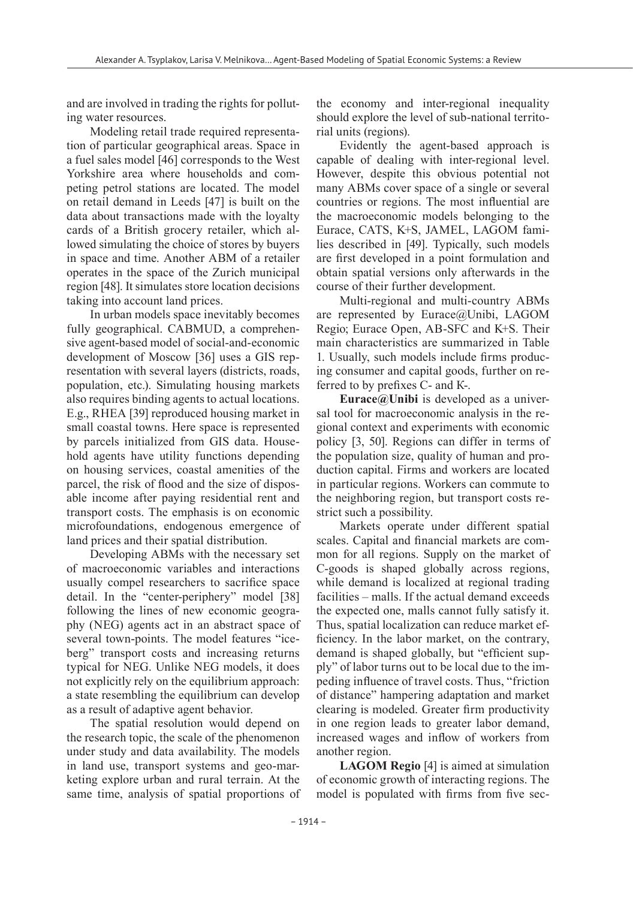and are involved in trading the rights for polluting water resources.

Modeling retail trade required representation of particular geographical areas. Space in a fuel sales model [46] corresponds to the West Yorkshire area where households and competing petrol stations are located. The model on retail demand in Leeds [47] is built on the data about transactions made with the loyalty cards of a British grocery retailer, which allowed simulating the choice of stores by buyers in space and time. Another ABM of a retailer operates in the space of the Zurich municipal region [48]. It simulates store location decisions taking into account land prices.

In urban models space inevitably becomes fully geographical. CABMUD, a comprehensive agent-based model of social-and-economic development of Moscow [36] uses a GIS representation with several layers (districts, roads, population, etc.). Simulating housing markets also requires binding agents to actual locations. E.g., RHEA [39] reproduced housing market in small coastal towns. Here space is represented by parcels initialized from GIS data. Household agents have utility functions depending on housing services, coastal amenities of the parcel, the risk of flood and the size of disposable income after paying residential rent and transport costs. The emphasis is on economic microfoundations, endogenous emergence of land prices and their spatial distribution.

Developing ABMs with the necessary set of macroeconomic variables and interactions usually compel researchers to sacrifice space detail. In the "center-periphery" model [38] following the lines of new economic geography (NEG) agents act in an abstract space of several town-points. The model features "iceberg" transport costs and increasing returns typical for NEG. Unlike NEG models, it does not explicitly rely on the equilibrium approach: a state resembling the equilibrium can develop as a result of adaptive agent behavior.

The spatial resolution would depend on the research topic, the scale of the phenomenon under study and data availability. The models in land use, transport systems and geo-marketing explore urban and rural terrain. At the same time, analysis of spatial proportions of the economy and inter-regional inequality should explore the level of sub-national territorial units (regions).

Evidently the agent-based approach is capable of dealing with inter-regional level. However, despite this obvious potential not many ABMs cover space of a single or several countries or regions. The most influential are the macroeconomic models belonging to the Eurace, CATS, K+S, JAMEL, LAGOM families described in [49]. Typically, such models are first developed in a point formulation and obtain spatial versions only afterwards in the course of their further development.

Multi-regional and multi-country ABMs are represented by Eurace@Unibi, LAGOM Regio; Eurace Open, AB-SFC and K+S. Their main characteristics are summarized in Table 1. Usually, such models include firms producing consumer and capital goods, further on referred to by prefixes C- and K-.

**Eurace@Unibi** is developed as a universal tool for macroeconomic analysis in the regional context and experiments with economic policy [3, 50]. Regions can differ in terms of the population size, quality of human and production capital. Firms and workers are located in particular regions. Workers can commute to the neighboring region, but transport costs restrict such a possibility.

Markets operate under different spatial scales. Capital and financial markets are common for all regions. Supply on the market of C-goods is shaped globally across regions, while demand is localized at regional trading facilities – malls. If the actual demand exceeds the expected one, malls cannot fully satisfy it. Thus, spatial localization can reduce market efficiency. In the labor market, on the contrary, demand is shaped globally, but "efficient supply" of labor turns out to be local due to the impeding influence of travel costs. Thus, "friction of distance" hampering adaptation and market clearing is modeled. Greater firm productivity in one region leads to greater labor demand, increased wages and inflow of workers from another region.

**LAGOM Regio** [4] is aimed at simulation of economic growth of interacting regions. The model is populated with firms from five sec-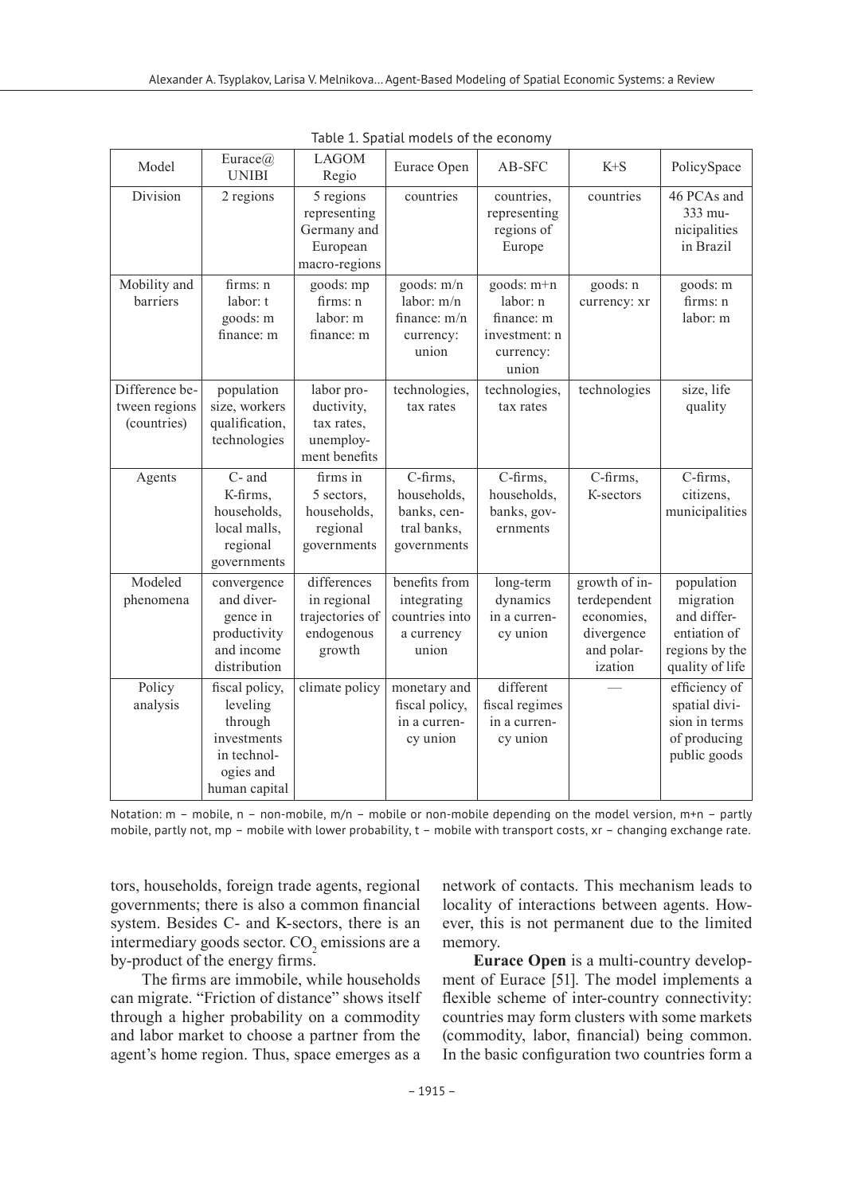Table 1. Spatial models of the economy

| Model | Eurace@UNIBI | LAGOM Regio | Eurace Open | AB-SFC | K+S | PolicySpace |
|---|---|---|---|---|---|---|
| Division | 2 regions | 5 regions representing Germany and European macro-regions | countries | countries, representing regions of Europe | countries | 46 PCAs and 333 municipalities in Brazil |
| Mobility and barriers | firms: n<br>labor: t<br>goods: m<br>finance: m | goods: mp<br>firms: n<br>labor: m<br>finance: m | goods: m/n<br>labor: m/n<br>finance: m/n<br>currency: union | goods: m+n<br>labor: n<br>finance: m<br>investment: n<br>currency: union | goods: n<br>currency: xr | goods: m<br>firms: n<br>labor: m |
| Difference between regions (countries) | population size, workers qualification, technologies | labor productivity, tax rates, unemployment benefits | technologies, tax rates | technologies, tax rates | technologies | size, life quality |
| Agents | C- and K-firms, households, local malls, regional governments | firms in 5 sectors, households, regional governments | C-firms, households, banks, central banks, governments | C-firms, households, banks, governments | C-firms, K-sectors | C-firms, citizens, municipalities |
| Modeled phenomena | convergence and divergence in productivity and income distribution | differences in regional trajectories of endogenous growth | benefits from integrating countries into a currency union | long-term dynamics in a currency union | growth of interdependent economies, divergence and polarization | population migration and differentiation of regions by the quality of life |
| Policy analysis | fiscal policy, leveling through investments in technologies and human capital | climate policy | monetary and fiscal policy, in a currency union | different fiscal regimes in a currency union | — | efficiency of spatial division in terms of producing public goods |

Notation: m – mobile, n – non-mobile, m/n – mobile or non-mobile depending on the model version, m+n – partly mobile, partly not, mp – mobile with lower probability, t – mobile with transport costs, xr – changing exchange rate.

tors, households, foreign trade agents, regional governments; there is also a common financial system. Besides C- and K-sectors, there is an intermediary goods sector. $CO_2$ emissions are a by-product of the energy firms.

The firms are immobile, while households can migrate. "Friction of distance" shows itself through a higher probability on a commodity and labor market to choose a partner from the agent's home region. Thus, space emerges as a network of contacts. This mechanism leads to locality of interactions between agents. However, this is not permanent due to the limited memory.

**Eurace Open** is a multi-country development of Eurace [51]. The model implements a flexible scheme of inter-country connectivity: countries may form clusters with some markets (commodity, labor, financial) being common. In the basic configuration two countries form a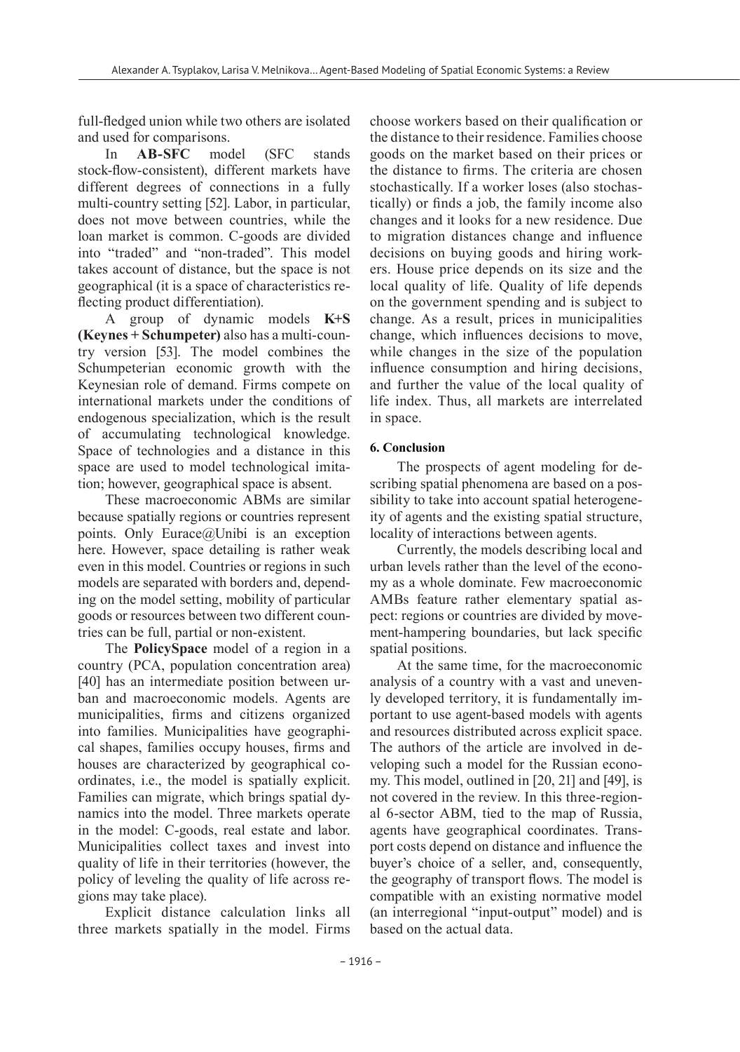full-fledged union while two others are isolated and used for comparisons.

In **AB-SFC** model (SFC stands stock-flow-consistent), different markets have different degrees of connections in a fully multi-country setting [52]. Labor, in particular, does not move between countries, while the loan market is common. C-goods are divided into "traded" and "non-traded". This model takes account of distance, but the space is not geographical (it is a space of characteristics reflecting product differentiation).

A group of dynamic models **K+S (Keynes + Schumpeter)** also has a multi-country version [53]. The model combines the Schumpeterian economic growth with the Keynesian role of demand. Firms compete on international markets under the conditions of endogenous specialization, which is the result of accumulating technological knowledge. Space of technologies and a distance in this space are used to model technological imitation; however, geographical space is absent.

These macroeconomic ABMs are similar because spatially regions or countries represent points. Only Eurace@Unibi is an exception here. However, space detailing is rather weak even in this model. Countries or regions in such models are separated with borders and, depending on the model setting, mobility of particular goods or resources between two different countries can be full, partial or non-existent.

The **PolicySpace** model of a region in a country (PCA, population concentration area) [40] has an intermediate position between urban and macroeconomic models. Agents are municipalities, firms and citizens organized into families. Municipalities have geographical shapes, families occupy houses, firms and houses are characterized by geographical coordinates, i.e., the model is spatially explicit. Families can migrate, which brings spatial dynamics into the model. Three markets operate in the model: C-goods, real estate and labor. Municipalities collect taxes and invest into quality of life in their territories (however, the policy of leveling the quality of life across regions may take place).

Explicit distance calculation links all three markets spatially in the model. Firms choose workers based on their qualification or the distance to their residence. Families choose goods on the market based on their prices or the distance to firms. The criteria are chosen stochastically. If a worker loses (also stochastically) or finds a job, the family income also changes and it looks for a new residence. Due to migration distances change and influence decisions on buying goods and hiring workers. House price depends on its size and the local quality of life. Quality of life depends on the government spending and is subject to change. As a result, prices in municipalities change, which influences decisions to move, while changes in the size of the population influence consumption and hiring decisions, and further the value of the local quality of life index. Thus, all markets are interrelated in space.

## 6. Conclusion

The prospects of agent modeling for describing spatial phenomena are based on a possibility to take into account spatial heterogeneity of agents and the existing spatial structure, locality of interactions between agents.

Currently, the models describing local and urban levels rather than the level of the economy as a whole dominate. Few macroeconomic AMBs feature rather elementary spatial aspect: regions or countries are divided by movement-hampering boundaries, but lack specific spatial positions.

At the same time, for the macroeconomic analysis of a country with a vast and unevenly developed territory, it is fundamentally important to use agent-based models with agents and resources distributed across explicit space. The authors of the article are involved in developing such a model for the Russian economy. This model, outlined in [20, 21] and [49], is not covered in the review. In this three-regional 6-sector ABM, tied to the map of Russia, agents have geographical coordinates. Transport costs depend on distance and influence the buyer's choice of a seller, and, consequently, the geography of transport flows. The model is compatible with an existing normative model (an interregional "input-output" model) and is based on the actual data.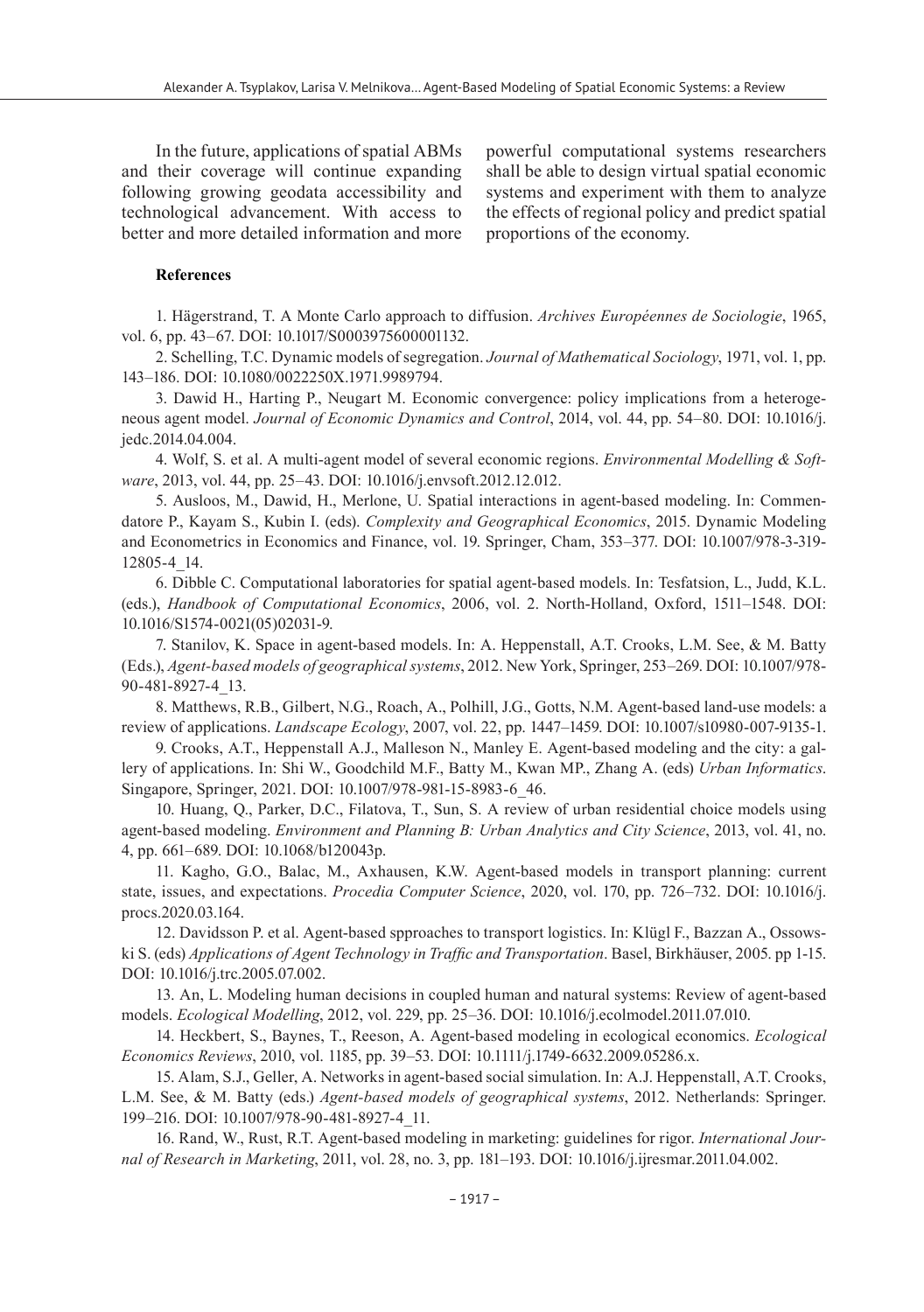In the future, applications of spatial ABMs and their coverage will continue expanding following growing geodata accessibility and technological advancement. With access to better and more detailed information and more powerful computational systems researchers shall be able to design virtual spatial economic systems and experiment with them to analyze the effects of regional policy and predict spatial proportions of the economy.

**References**

1. Hägerstrand, T. A Monte Carlo approach to diffusion. *Archives Européennes de Sociologie*, 1965, vol. 6, pp. 43–67. DOI: 10.1017/S0003975600001132.

2. Schelling, T.C. Dynamic models of segregation. *Journal of Mathematical Sociology*, 1971, vol. 1, pp. 143–186. DOI: 10.1080/0022250X.1971.9989794.

3. Dawid H., Harting P., Neugart M. Economic convergence: policy implications from a heterogeneous agent model. *Journal of Economic Dynamics and Control*, 2014, vol. 44, pp. 54–80. DOI: 10.1016/j.jedc.2014.04.004.

4. Wolf, S. et al. A multi-agent model of several economic regions. *Environmental Modelling & Software*, 2013, vol. 44, pp. 25–43. DOI: 10.1016/j.envsoft.2012.12.012.

5. Ausloos, M., Dawid, H., Merlone, U. Spatial interactions in agent-based modeling. In: Commendatore P., Kayam S., Kubin I. (eds). *Complexity and Geographical Economics*, 2015. Dynamic Modeling and Econometrics in Economics and Finance, vol. 19. Springer, Cham, 353–377. DOI: 10.1007/978-3-319-12805-4_14.

6. Dibble C. Computational laboratories for spatial agent-based models. In: Tesfatsion, L., Judd, K.L. (eds.), *Handbook of Computational Economics*, 2006, vol. 2. North-Holland, Oxford, 1511–1548. DOI: 10.1016/S1574-0021(05)02031-9.

7. Stanilov, K. Space in agent-based models. In: A. Heppenstall, A.T. Crooks, L.M. See, & M. Batty (Eds.), *Agent-based models of geographical systems*, 2012. New York, Springer, 253–269. DOI: 10.1007/978-90-481-8927-4_13.

8. Matthews, R.B., Gilbert, N.G., Roach, A., Polhill, J.G., Gotts, N.M. Agent-based land-use models: a review of applications. *Landscape Ecology*, 2007, vol. 22, pp. 1447–1459. DOI: 10.1007/s10980-007-9135-1.

9. Crooks, A.T., Heppenstall A.J., Malleson N., Manley E. Agent-based modeling and the city: a gallery of applications. In: Shi W., Goodchild M.F., Batty M., Kwan MP., Zhang A. (eds) *Urban Informatics*. Singapore, Springer, 2021. DOI: 10.1007/978-981-15-8983-6_46.

10. Huang, Q., Parker, D.C., Filatova, T., Sun, S. A review of urban residential choice models using agent-based modeling. *Environment and Planning B: Urban Analytics and City Science*, 2013, vol. 41, no. 4, pp. 661–689. DOI: 10.1068/b120043p.

11. Kagho, G.O., Balac, M., Axhausen, K.W. Agent-based models in transport planning: current state, issues, and expectations. *Procedia Computer Science*, 2020, vol. 170, pp. 726–732. DOI: 10.1016/j.procs.2020.03.164.

12. Davidsson P. et al. Agent-based spproaches to transport logistics. In: Klügl F., Bazzan A., Ossowski S. (eds) *Applications of Agent Technology in Traffic and Transportation*. Basel, Birkhäuser, 2005. pp 1-15. DOI: 10.1016/j.trc.2005.07.002.

13. An, L. Modeling human decisions in coupled human and natural systems: Review of agent-based models. *Ecological Modelling*, 2012, vol. 229, pp. 25–36. DOI: 10.1016/j.ecolmodel.2011.07.010.

14. Heckbert, S., Baynes, T., Reeson, A. Agent-based modeling in ecological economics. *Ecological Economics Reviews*, 2010, vol. 1185, pp. 39–53. DOI: 10.1111/j.1749-6632.2009.05286.x.

15. Alam, S.J., Geller, A. Networks in agent-based social simulation. In: A.J. Heppenstall, A.T. Crooks, L.M. See, & M. Batty (eds.) *Agent-based models of geographical systems*, 2012. Netherlands: Springer. 199–216. DOI: 10.1007/978-90-481-8927-4_11.

16. Rand, W., Rust, R.T. Agent-based modeling in marketing: guidelines for rigor. *International Journal of Research in Marketing*, 2011, vol. 28, no. 3, pp. 181–193. DOI: 10.1016/j.ijresmar.2011.04.002.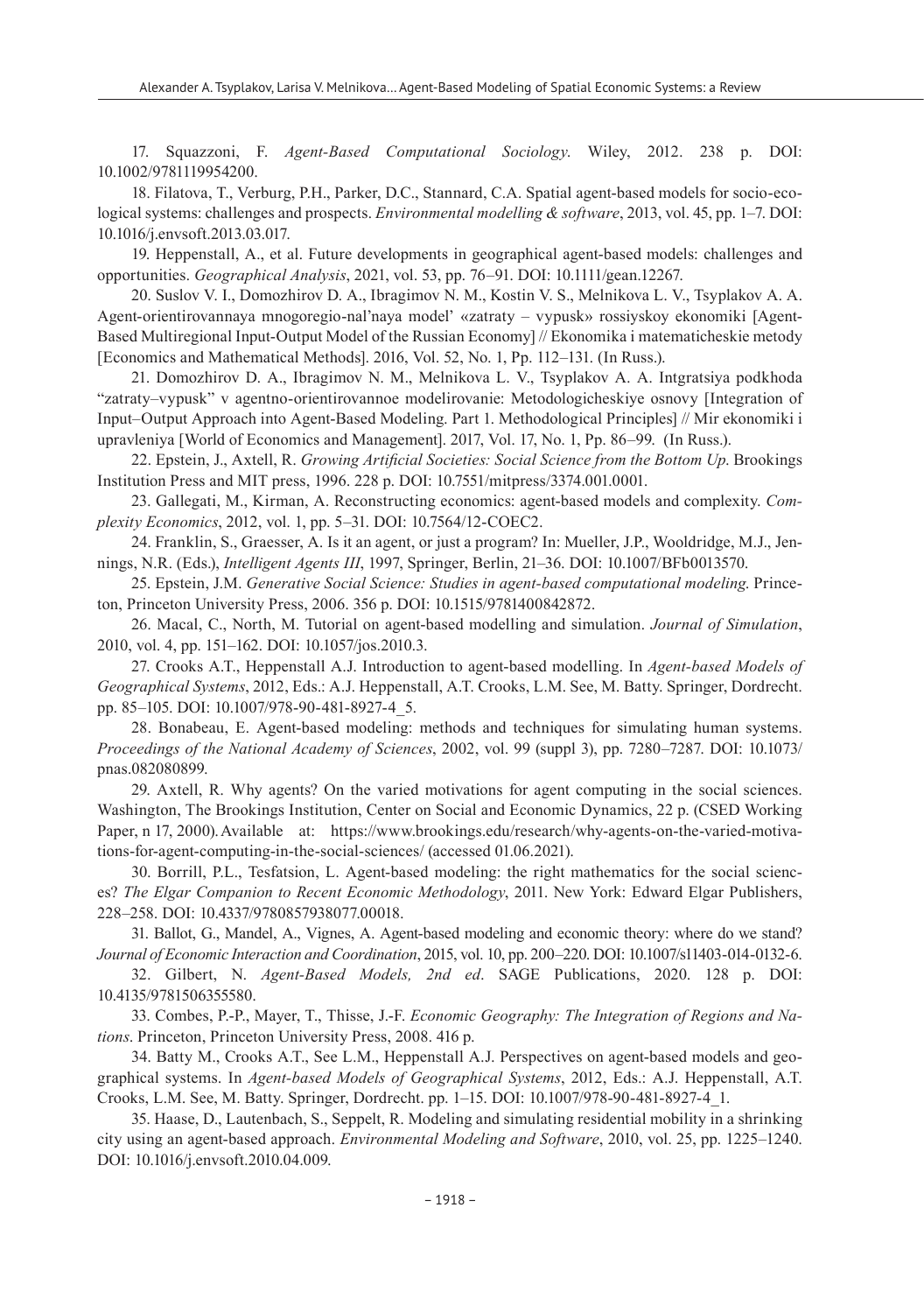17. Squazzoni, F. *Agent-Based Computational Sociology*. Wiley, 2012. 238 p. DOI: 10.1002/9781119954200.

18. Filatova, T., Verburg, P.H., Parker, D.C., Stannard, C.A. Spatial agent-based models for socio-ecological systems: challenges and prospects. *Environmental modelling & software*, 2013, vol. 45, pp. 1–7. DOI: 10.1016/j.envsoft.2013.03.017.

19. Heppenstall, A., et al. Future developments in geographical agent-based models: challenges and opportunities. *Geographical Analysis*, 2021, vol. 53, pp. 76–91. DOI: 10.1111/gean.12267.

20. Suslov V. I., Domozhirov D. A., Ibragimov N. M., Kostin V. S., Melnikova L. V., Tsyplakov A. A. Agent-orientirovannaya mnogoregio-nal'naya model' «zatraty – vypusk» rossiyskoy ekonomiki [Agent-Based Multiregional Input-Output Model of the Russian Economy] // Ekonomika i matematicheskie metody [Economics and Mathematical Methods]. 2016, Vol. 52, No. 1, Pp. 112–131. (In Russ.).

21. Domozhirov D. A., Ibragimov N. M., Melnikova L. V., Tsyplakov A. A. Intgratsiya podkhoda "zatraty–vypusk" v agentno-orientirovannoe modelirovanie: Metodologicheskiye osnovy [Integration of Input–Output Approach into Agent-Based Modeling. Part 1. Methodological Principles] // Mir ekonomiki i upravleniya [World of Economics and Management]. 2017, Vol. 17, No. 1, Pp. 86–99. (In Russ.).

22. Epstein, J., Axtell, R. *Growing Artificial Societies: Social Science from the Bottom Up*. Brookings Institution Press and MIT press, 1996. 228 p. DOI: 10.7551/mitpress/3374.001.0001.

23. Gallegati, M., Kirman, A. Reconstructing economics: agent-based models and complexity. *Complexity Economics*, 2012, vol. 1, pp. 5–31. DOI: 10.7564/12-COEC2.

24. Franklin, S., Graesser, A. Is it an agent, or just a program? In: Mueller, J.P., Wooldridge, M.J., Jennings, N.R. (Eds.), *Intelligent Agents III*, 1997, Springer, Berlin, 21–36. DOI: 10.1007/BFb0013570.

25. Epstein, J.M. *Generative Social Science: Studies in agent-based computational modeling*. Princeton, Princeton University Press, 2006. 356 p. DOI: 10.1515/9781400842872.

26. Macal, C., North, M. Tutorial on agent-based modelling and simulation. *Journal of Simulation*, 2010, vol. 4, pp. 151–162. DOI: 10.1057/jos.2010.3.

27. Crooks A.T., Heppenstall A.J. Introduction to agent-based modelling. In *Agent-based Models of Geographical Systems*, 2012, Eds.: A.J. Heppenstall, A.T. Crooks, L.M. See, M. Batty. Springer, Dordrecht. pp. 85–105. DOI: 10.1007/978-90-481-8927-4_5.

28. Bonabeau, E. Agent-based modeling: methods and techniques for simulating human systems. *Proceedings of the National Academy of Sciences*, 2002, vol. 99 (suppl 3), pp. 7280–7287. DOI: 10.1073/pnas.082080899.

29. Axtell, R. Why agents? On the varied motivations for agent computing in the social sciences. Washington, The Brookings Institution, Center on Social and Economic Dynamics, 22 p. (CSED Working Paper, n 17, 2000). Available at: https://www.brookings.edu/research/why-agents-on-the-varied-motivations-for-agent-computing-in-the-social-sciences/ (accessed 01.06.2021).

30. Borrill, P.L., Tesfatsion, L. Agent-based modeling: the right mathematics for the social sciences? *The Elgar Companion to Recent Economic Methodology*, 2011. New York: Edward Elgar Publishers, 228–258. DOI: 10.4337/9780857938077.00018.

31. Ballot, G., Mandel, A., Vignes, A. Agent-based modeling and economic theory: where do we stand? *Journal of Economic Interaction and Coordination*, 2015, vol. 10, pp. 200–220. DOI: 10.1007/s11403-014-0132-6.

32. Gilbert, N. *Agent-Based Models, 2nd ed*. SAGE Publications, 2020. 128 p. DOI: 10.4135/9781506355580.

33. Combes, P.-P., Mayer, T., Thisse, J.-F. *Economic Geography: The Integration of Regions and Nations*. Princeton, Princeton University Press, 2008. 416 p.

34. Batty M., Crooks A.T., See L.M., Heppenstall A.J. Perspectives on agent-based models and geographical systems. In *Agent-based Models of Geographical Systems*, 2012, Eds.: A.J. Heppenstall, A.T. Crooks, L.M. See, M. Batty. Springer, Dordrecht. pp. 1–15. DOI: 10.1007/978-90-481-8927-4_1.

35. Haase, D., Lautenbach, S., Seppelt, R. Modeling and simulating residential mobility in a shrinking city using an agent-based approach. *Environmental Modeling and Software*, 2010, vol. 25, pp. 1225–1240. DOI: 10.1016/j.envsoft.2010.04.009.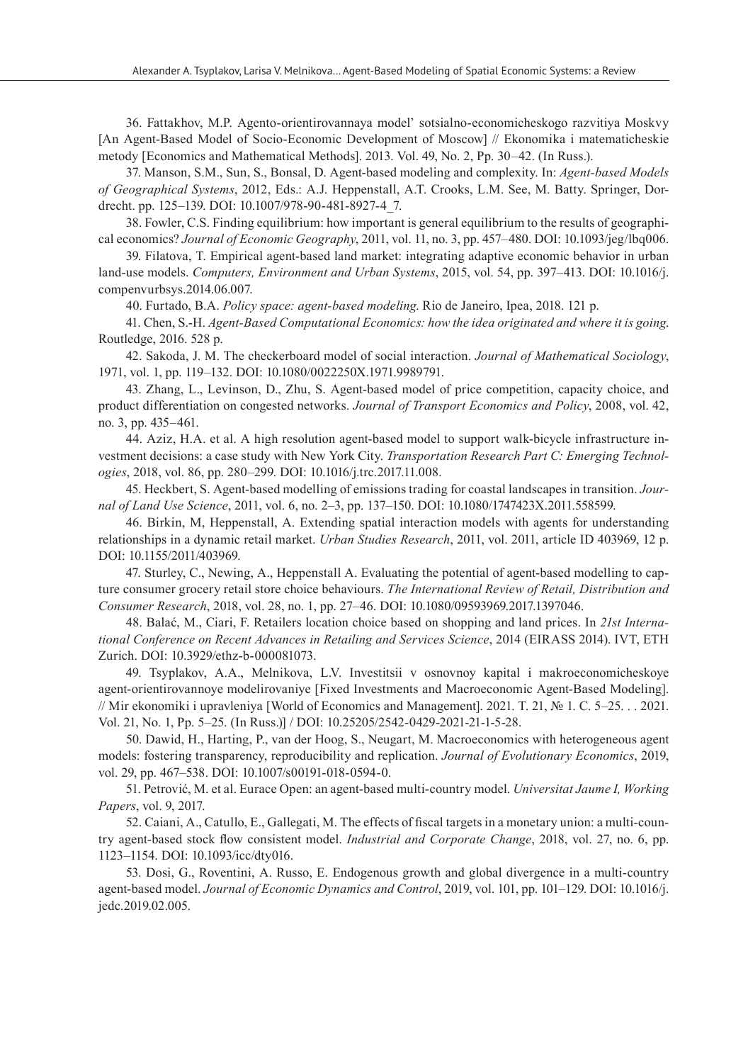36. Fattakhov, M.P. Agento-orientirovannaya model' sotsialno-economicheskogo razvitiya Moskvy [An Agent-Based Model of Socio-Economic Development of Moscow] // Ekonomika i matematicheskie metody [Economics and Mathematical Methods]. 2013. Vol. 49, No. 2, Pp. 30–42. (In Russ.).

37. Manson, S.M., Sun, S., Bonsal, D. Agent-based modeling and complexity. In: *Agent-based Models of Geographical Systems*, 2012, Eds.: A.J. Heppenstall, A.T. Crooks, L.M. See, M. Batty. Springer, Dordrecht. pp. 125–139. DOI: 10.1007/978-90-481-8927-4_7.

38. Fowler, C.S. Finding equilibrium: how important is general equilibrium to the results of geographical economics? *Journal of Economic Geography*, 2011, vol. 11, no. 3, pp. 457–480. DOI: 10.1093/jeg/lbq006.

39. Filatova, T. Empirical agent-based land market: integrating adaptive economic behavior in urban land-use models. *Computers, Environment and Urban Systems*, 2015, vol. 54, pp. 397–413. DOI: 10.1016/j.compenvurbsys.2014.06.007.

40. Furtado, B.A. *Policy space: agent-based modeling*. Rio de Janeiro, Ipea, 2018. 121 p.

41. Chen, S.-H. *Agent-Based Computational Economics: how the idea originated and where it is going*. Routledge, 2016. 528 p.

42. Sakoda, J. M. The checkerboard model of social interaction. *Journal of Mathematical Sociology*, 1971, vol. 1, pp. 119–132. DOI: 10.1080/0022250X.1971.9989791.

43. Zhang, L., Levinson, D., Zhu, S. Agent-based model of price competition, capacity choice, and product differentiation on congested networks. *Journal of Transport Economics and Policy*, 2008, vol. 42, no. 3, pp. 435–461.

44. Aziz, H.A. et al. A high resolution agent-based model to support walk-bicycle infrastructure investment decisions: a case study with New York City. *Transportation Research Part C: Emerging Technologies*, 2018, vol. 86, pp. 280–299. DOI: 10.1016/j.trc.2017.11.008.

45. Heckbert, S. Agent-based modelling of emissions trading for coastal landscapes in transition. *Journal of Land Use Science*, 2011, vol. 6, no. 2–3, pp. 137–150. DOI: 10.1080/1747423X.2011.558599.

46. Birkin, M, Heppenstall, A. Extending spatial interaction models with agents for understanding relationships in a dynamic retail market. *Urban Studies Research*, 2011, vol. 2011, article ID 403969, 12 p. DOI: 10.1155/2011/403969.

47. Sturley, C., Newing, A., Heppenstall A. Evaluating the potential of agent-based modelling to capture consumer grocery retail store choice behaviours. *The International Review of Retail, Distribution and Consumer Research*, 2018, vol. 28, no. 1, pp. 27–46. DOI: 10.1080/09593969.2017.1397046.

48. Balać, M., Ciari, F. Retailers location choice based on shopping and land prices. In *21st International Conference on Recent Advances in Retailing and Services Science*, 2014 (EIRASS 2014). IVT, ETH Zurich. DOI: 10.3929/ethz-b-000081073.

49. Tsyplakov, A.A., Melnikova, L.V. Investitsii v osnovnoy kapital i makroeconomicheskoye agent-orientirovannoye modelirovaniye [Fixed Investments and Macroeconomic Agent-Based Modeling]. // Mir ekonomiki i upravleniya [World of Economics and Management]. 2021. T. 21, № 1. C. 5–25. . . 2021. Vol. 21, No. 1, Pp. 5–25. (In Russ.)] / DOI: 10.25205/2542-0429-2021-21-1-5-28.

50. Dawid, H., Harting, P., van der Hoog, S., Neugart, M. Macroeconomics with heterogeneous agent models: fostering transparency, reproducibility and replication. *Journal of Evolutionary Economics*, 2019, vol. 29, pp. 467–538. DOI: 10.1007/s00191-018-0594-0.

51. Petrović, M. et al. Eurace Open: an agent-based multi-country model. *Universitat Jaume I, Working Papers*, vol. 9, 2017.

52. Caiani, A., Catullo, E., Gallegati, M. The effects of fiscal targets in a monetary union: a multi-country agent-based stock flow consistent model. *Industrial and Corporate Change*, 2018, vol. 27, no. 6, pp. 1123–1154. DOI: 10.1093/icc/dty016.

53. Dosi, G., Roventini, A. Russo, E. Endogenous growth and global divergence in a multi-country agent-based model. *Journal of Economic Dynamics and Control*, 2019, vol. 101, pp. 101–129. DOI: 10.1016/j.jedc.2019.02.005.